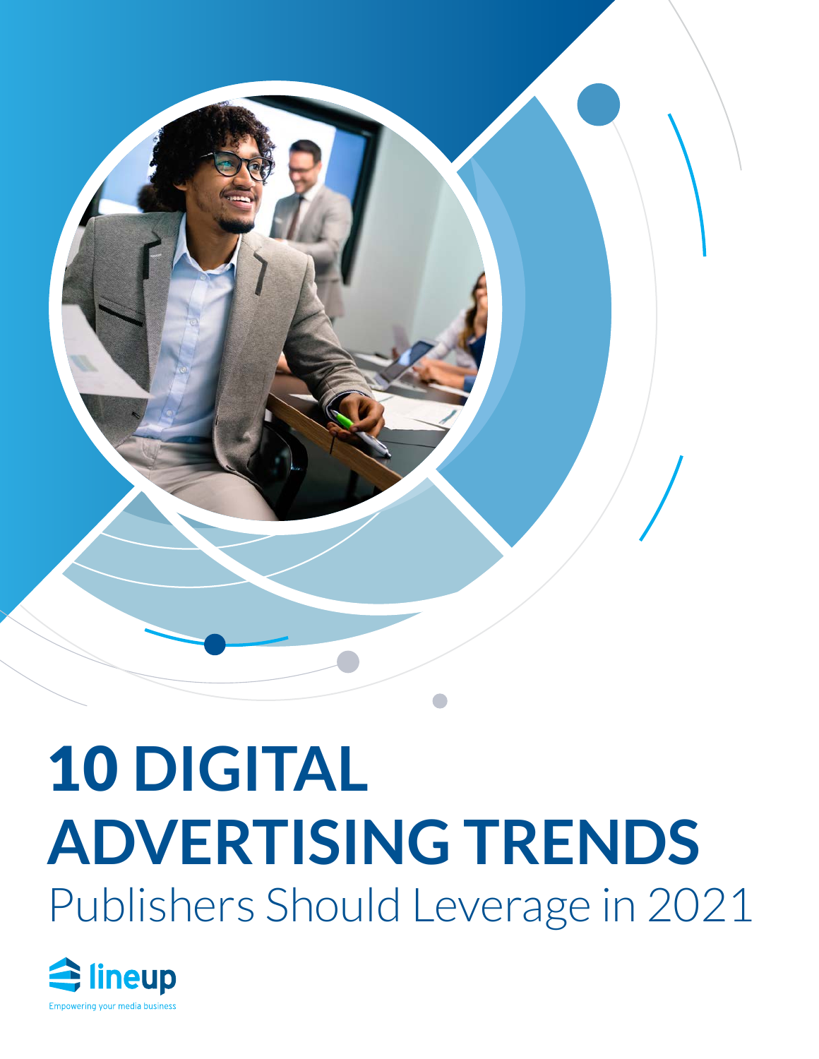# 10 DIGITAL ADVERTISING TRENDS

## Publishers Should Leverage in 2021

lineup

Empowering your media business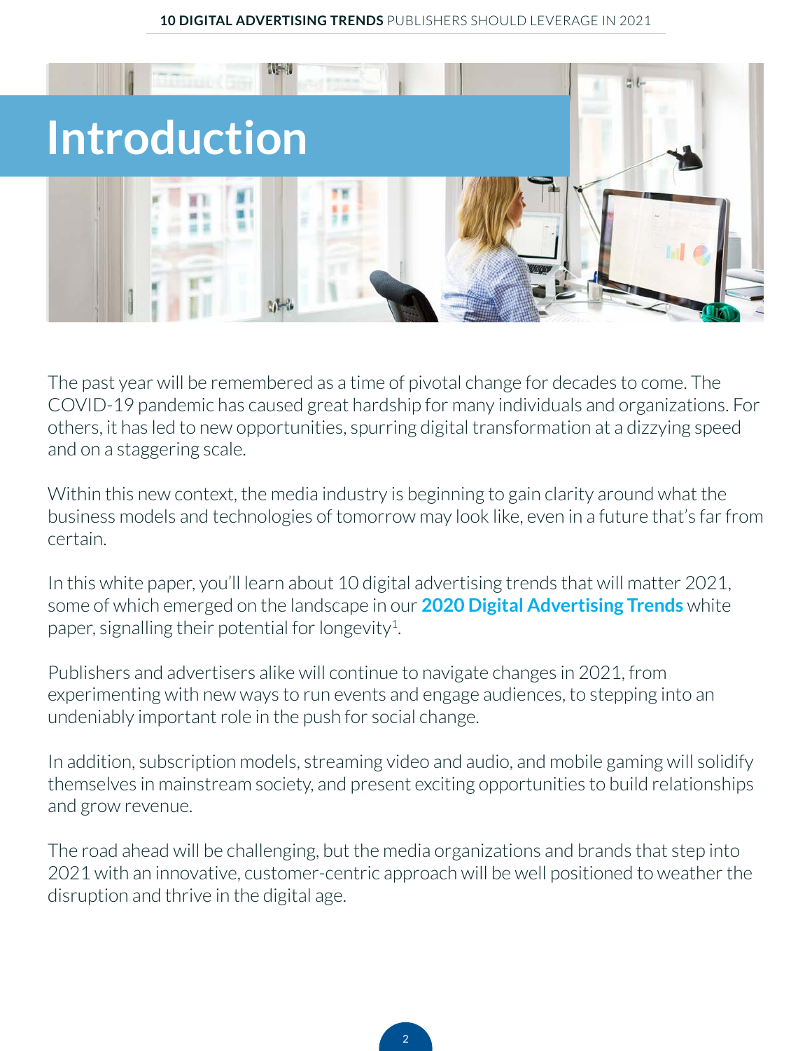# Introduction

The past year will be remembered as a time of pivotal change for decades to come. The COVID-19 pandemic has caused great hardship for many individuals and organizations. For others, it has led to new opportunities, spurring digital transformation at a dizzying speed and on a staggering scale.

Within this new context, the media industry is beginning to gain clarity around what the business models and technologies of tomorrow may look like, even in a future that's far from certain.

In this white paper, you'll learn about 10 digital advertising trends that will matter 2021, some of which emerged on the landscape in our **2020 Digital Advertising Trends** white paper, signalling their potential for longevity[1].

Publishers and advertisers alike will continue to navigate changes in 2021, from experimenting with new ways to run events and engage audiences, to stepping into an undeniably important role in the push for social change.

In addition, subscription models, streaming video and audio, and mobile gaming will solidify themselves in mainstream society, and present exciting opportunities to build relationships and grow revenue.

The road ahead will be challenging, but the media organizations and brands that step into 2021 with an innovative, customer-centric approach will be well positioned to weather the disruption and thrive in the digital age.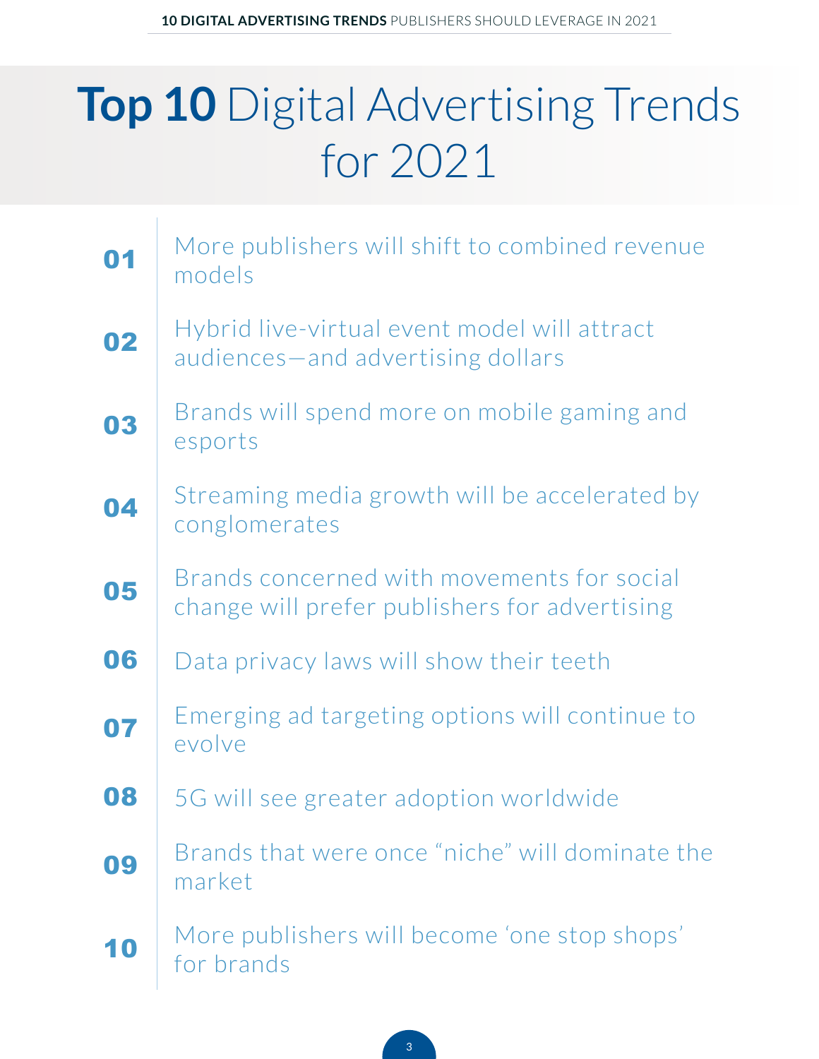# **Top 10** Digital Advertising Trends for 2021

**01** More publishers will shift to combined revenue models

**02** Hybrid live-virtual event model will attract audiences—and advertising dollars

**03** Brands will spend more on mobile gaming and esports

**04** Streaming media growth will be accelerated by conglomerates

**05** Brands concerned with movements for social change will prefer publishers for advertising

**06** Data privacy laws will show their teeth

**07** Emerging ad targeting options will continue to evolve

**08** 5G will see greater adoption worldwide

**09** Brands that were once “niche” will dominate the market

**10** More publishers will become ‘one stop shops’ for brands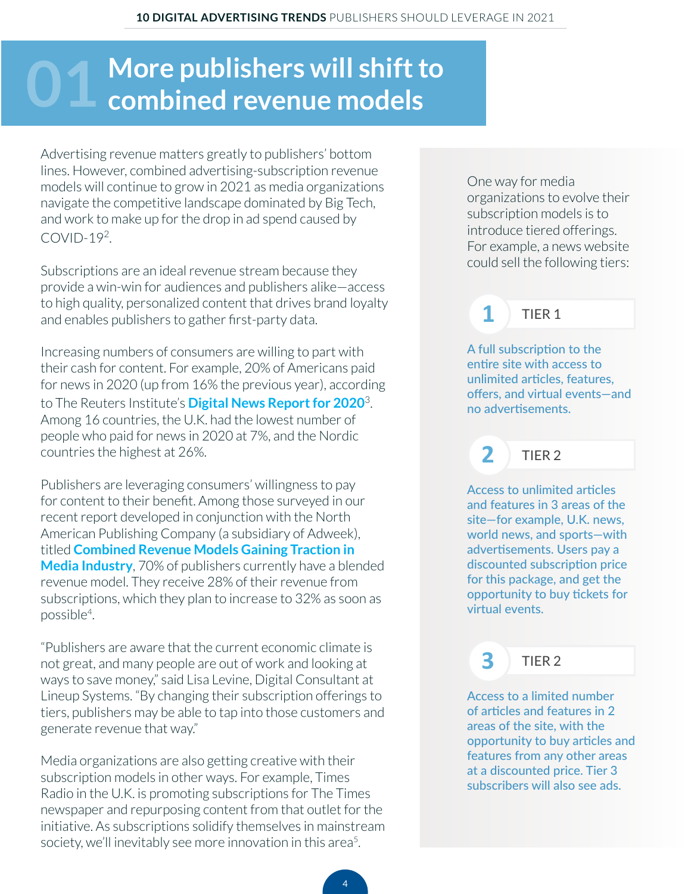# 01 More publishers will shift to combined revenue models

Advertising revenue matters greatly to publishers' bottom lines. However, combined advertising-subscription revenue models will continue to grow in 2021 as media organizations navigate the competitive landscape dominated by Big Tech, and work to make up for the drop in ad spend caused by COVID-19[2].

Subscriptions are an ideal revenue stream because they provide a win-win for audiences and publishers alike—access to high quality, personalized content that drives brand loyalty and enables publishers to gather first-party data.

Increasing numbers of consumers are willing to part with their cash for content. For example, 20% of Americans paid for news in 2020 (up from 16% the previous year), according to The Reuters Institute's **Digital News Report for 2020**[3]. Among 16 countries, the U.K. had the lowest number of people who paid for news in 2020 at 7%, and the Nordic countries the highest at 26%.

Publishers are leveraging consumers' willingness to pay for content to their benefit. Among those surveyed in our recent report developed in conjunction with the North American Publishing Company (a subsidiary of Adweek), titled **Combined Revenue Models Gaining Traction in Media Industry**, 70% of publishers currently have a blended revenue model. They receive 28% of their revenue from subscriptions, which they plan to increase to 32% as soon as possible[4].

"Publishers are aware that the current economic climate is not great, and many people are out of work and looking at ways to save money," said Lisa Levine, Digital Consultant at Lineup Systems. "By changing their subscription offerings to tiers, publishers may be able to tap into those customers and generate revenue that way."

Media organizations are also getting creative with their subscription models in other ways. For example, Times Radio in the U.K. is promoting subscriptions for The Times newspaper and repurposing content from that outlet for the initiative. As subscriptions solidify themselves in mainstream society, we'll inevitably see more innovation in this area[5].

One way for media organizations to evolve their subscription models is to introduce tiered offerings. For example, a news website could sell the following tiers:

**1 TIER 1**

A full subscription to the entire site with access to unlimited articles, features, offers, and virtual events—and no advertisements.

**2 TIER 2**

Access to unlimited articles and features in 3 areas of the site—for example, U.K. news, world news, and sports—with advertisements. Users pay a discounted subscription price for this package, and get the opportunity to buy tickets for virtual events.

**3 TIER 2**

Access to a limited number of articles and features in 2 areas of the site, with the opportunity to buy articles and features from any other areas at a discounted price. Tier 3 subscribers will also see ads.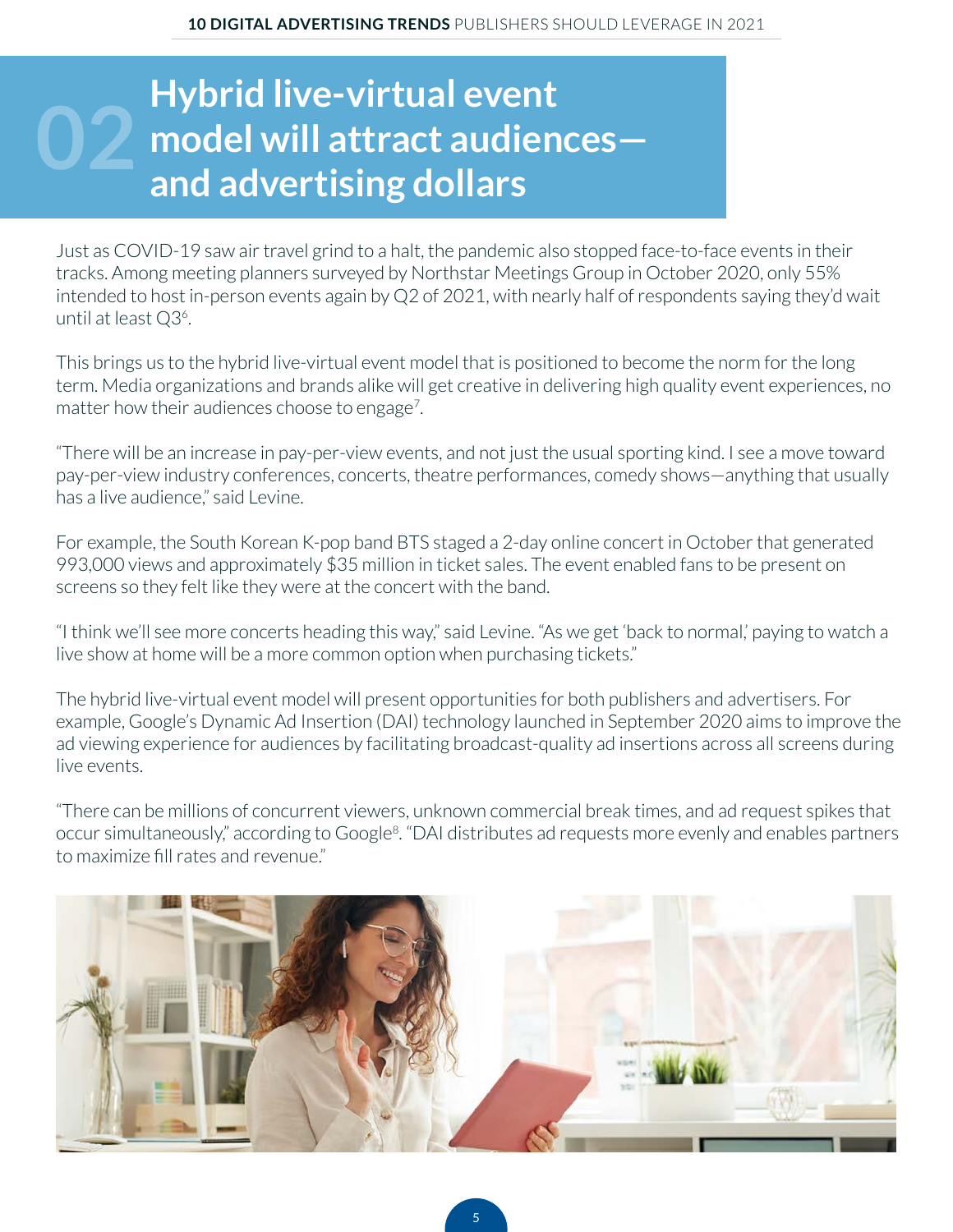# 02 Hybrid live-virtual event model will attract audiences—and advertising dollars

Just as COVID-19 saw air travel grind to a halt, the pandemic also stopped face-to-face events in their tracks. Among meeting planners surveyed by Northstar Meetings Group in October 2020, only 55% intended to host in-person events again by Q2 of 2021, with nearly half of respondents saying they'd wait until at least Q3[6].

This brings us to the hybrid live-virtual event model that is positioned to become the norm for the long term. Media organizations and brands alike will get creative in delivering high quality event experiences, no matter how their audiences choose to engage[7].

"There will be an increase in pay-per-view events, and not just the usual sporting kind. I see a move toward pay-per-view industry conferences, concerts, theatre performances, comedy shows—anything that usually has a live audience," said Levine.

For example, the South Korean K-pop band BTS staged a 2-day online concert in October that generated 993,000 views and approximately $35 million in ticket sales. The event enabled fans to be present on screens so they felt like they were at the concert with the band.

"I think we'll see more concerts heading this way," said Levine. "As we get 'back to normal,' paying to watch a live show at home will be a more common option when purchasing tickets."

The hybrid live-virtual event model will present opportunities for both publishers and advertisers. For example, Google's Dynamic Ad Insertion (DAI) technology launched in September 2020 aims to improve the ad viewing experience for audiences by facilitating broadcast-quality ad insertions across all screens during live events.

"There can be millions of concurrent viewers, unknown commercial break times, and ad request spikes that occur simultaneously," according to Google[8]. "DAI distributes ad requests more evenly and enables partners to maximize fill rates and revenue."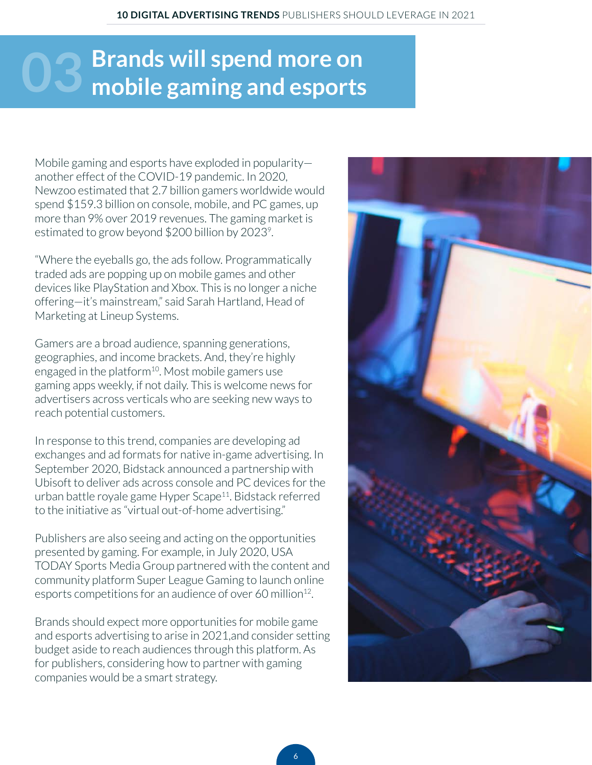# 03 Brands will spend more on mobile gaming and esports

Mobile gaming and esports have exploded in popularity—another effect of the COVID-19 pandemic. In 2020, Newzoo estimated that 2.7 billion gamers worldwide would spend $159.3 billion on console, mobile, and PC games, up more than 9% over 2019 revenues. The gaming market is estimated to grow beyond $200 billion by 2023[9].

"Where the eyeballs go, the ads follow. Programmatically traded ads are popping up on mobile games and other devices like PlayStation and Xbox. This is no longer a niche offering—it's mainstream," said Sarah Hartland, Head of Marketing at Lineup Systems.

Gamers are a broad audience, spanning generations, geographies, and income brackets. And, they're highly engaged in the platform[10]. Most mobile gamers use gaming apps weekly, if not daily. This is welcome news for advertisers across verticals who are seeking new ways to reach potential customers.

In response to this trend, companies are developing ad exchanges and ad formats for native in-game advertising. In September 2020, Bidstack announced a partnership with Ubisoft to deliver ads across console and PC devices for the urban battle royale game Hyper Scape[11]. Bidstack referred to the initiative as "virtual out-of-home advertising."

Publishers are also seeing and acting on the opportunities presented by gaming. For example, in July 2020, USA TODAY Sports Media Group partnered with the content and community platform Super League Gaming to launch online esports competitions for an audience of over 60 million[12].

Brands should expect more opportunities for mobile game and esports advertising to arise in 2021,and consider setting budget aside to reach audiences through this platform. As for publishers, considering how to partner with gaming companies would be a smart strategy.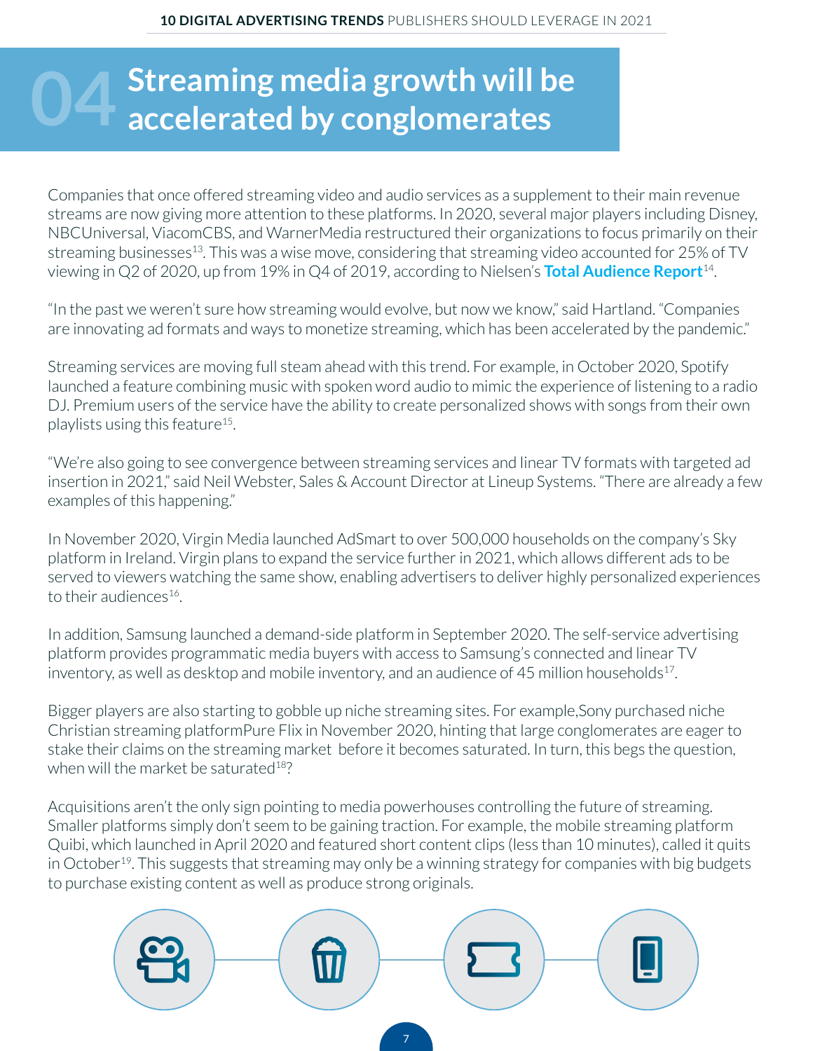# 04 Streaming media growth will be accelerated by conglomerates

Companies that once offered streaming video and audio services as a supplement to their main revenue streams are now giving more attention to these platforms. In 2020, several major players including Disney, NBCUniversal, ViacomCBS, and WarnerMedia restructured their organizations to focus primarily on their streaming businesses[13]. This was a wise move, considering that streaming video accounted for 25% of TV viewing in Q2 of 2020, up from 19% in Q4 of 2019, according to Nielsen's **Total Audience Report**[14].

"In the past we weren't sure how streaming would evolve, but now we know," said Hartland. "Companies are innovating ad formats and ways to monetize streaming, which has been accelerated by the pandemic."

Streaming services are moving full steam ahead with this trend. For example, in October 2020, Spotify launched a feature combining music with spoken word audio to mimic the experience of listening to a radio DJ. Premium users of the service have the ability to create personalized shows with songs from their own playlists using this feature[15].

"We're also going to see convergence between streaming services and linear TV formats with targeted ad insertion in 2021," said Neil Webster, Sales & Account Director at Lineup Systems. "There are already a few examples of this happening."

In November 2020, Virgin Media launched AdSmart to over 500,000 households on the company's Sky platform in Ireland. Virgin plans to expand the service further in 2021, which allows different ads to be served to viewers watching the same show, enabling advertisers to deliver highly personalized experiences to their audiences[16].

In addition, Samsung launched a demand-side platform in September 2020. The self-service advertising platform provides programmatic media buyers with access to Samsung's connected and linear TV inventory, as well as desktop and mobile inventory, and an audience of 45 million households[17].

Bigger players are also starting to gobble up niche streaming sites. For example,Sony purchased niche Christian streaming platformPure Flix in November 2020, hinting that large conglomerates are eager to stake their claims on the streaming market before it becomes saturated. In turn, this begs the question, when will the market be saturated[18]?

Acquisitions aren't the only sign pointing to media powerhouses controlling the future of streaming. Smaller platforms simply don't seem to be gaining traction. For example, the mobile streaming platform Quibi, which launched in April 2020 and featured short content clips (less than 10 minutes), called it quits in October[19]. This suggests that streaming may only be a winning strategy for companies with big budgets to purchase existing content as well as produce strong originals.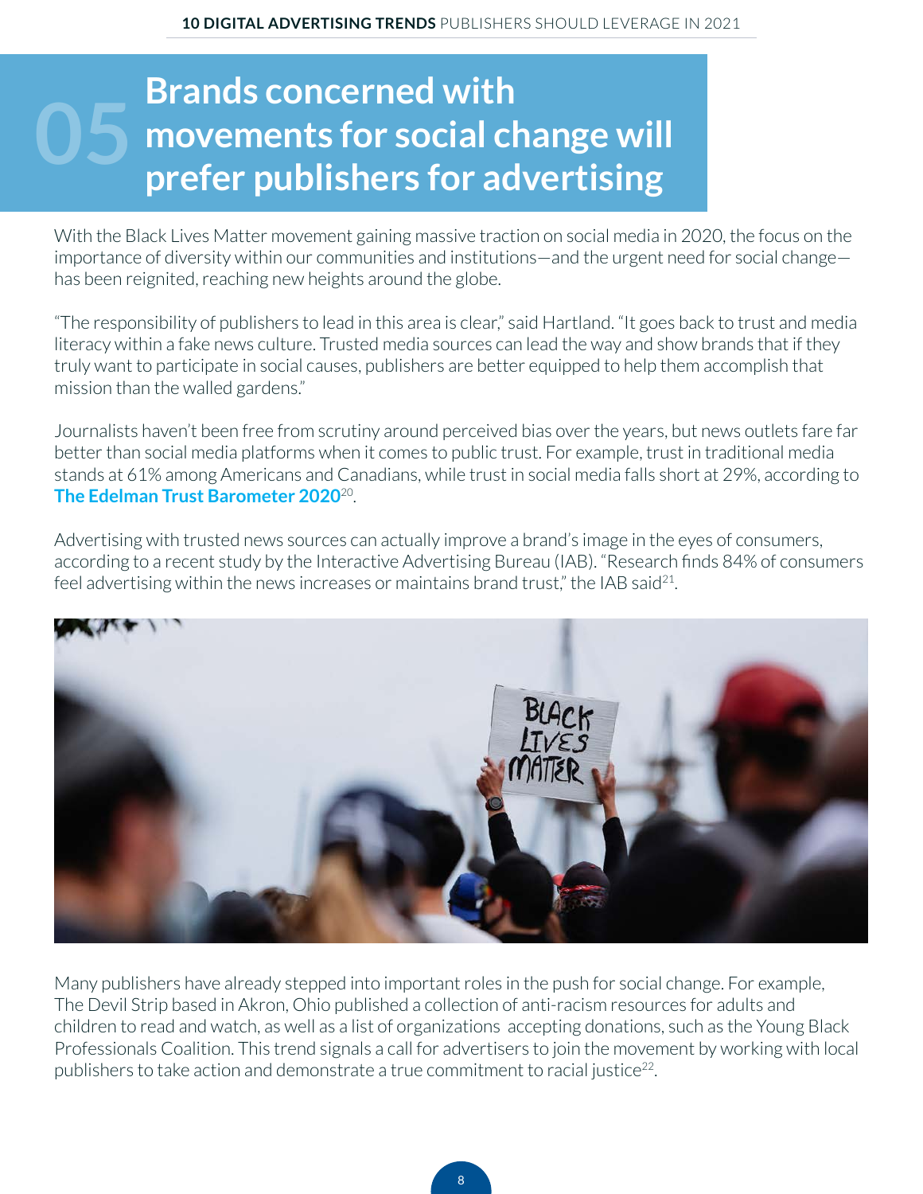# 05 Brands concerned with movements for social change will prefer publishers for advertising

With the Black Lives Matter movement gaining massive traction on social media in 2020, the focus on the importance of diversity within our communities and institutions—and the urgent need for social change—has been reignited, reaching new heights around the globe.

“The responsibility of publishers to lead in this area is clear,” said Hartland. “It goes back to trust and media literacy within a fake news culture. Trusted media sources can lead the way and show brands that if they truly want to participate in social causes, publishers are better equipped to help them accomplish that mission than the walled gardens.”

Journalists haven’t been free from scrutiny around perceived bias over the years, but news outlets fare far better than social media platforms when it comes to public trust. For example, trust in traditional media stands at 61% among Americans and Canadians, while trust in social media falls short at 29%, according to **The Edelman Trust Barometer 2020**[20].

Advertising with trusted news sources can actually improve a brand’s image in the eyes of consumers, according to a recent study by the Interactive Advertising Bureau (IAB). “Research finds 84% of consumers feel advertising within the news increases or maintains brand trust,” the IAB said[21].

Many publishers have already stepped into important roles in the push for social change. For example, The Devil Strip based in Akron, Ohio published a collection of anti-racism resources for adults and children to read and watch, as well as a list of organizations accepting donations, such as the Young Black Professionals Coalition. This trend signals a call for advertisers to join the movement by working with local publishers to take action and demonstrate a true commitment to racial justice[22].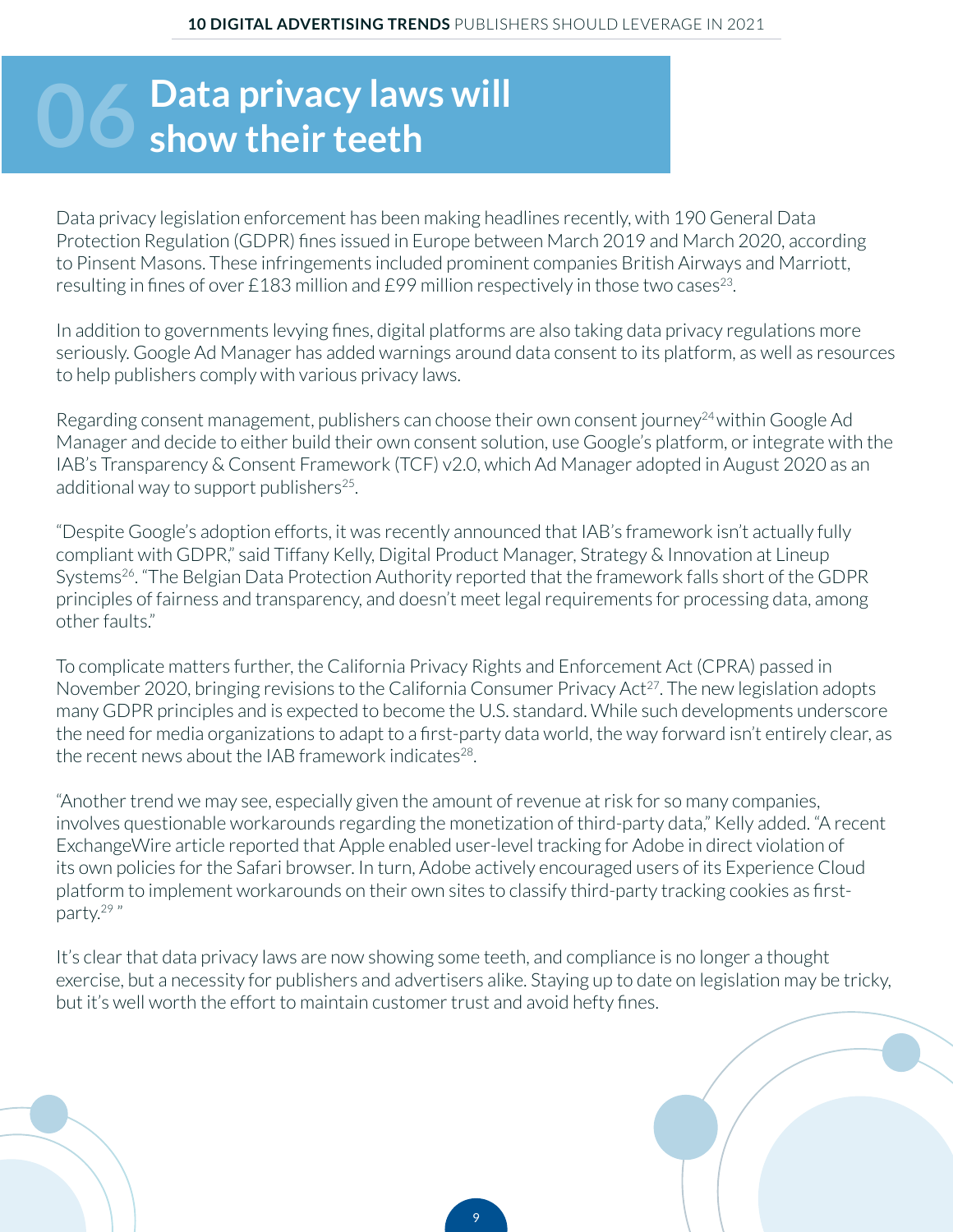# 06 Data privacy laws will show their teeth

Data privacy legislation enforcement has been making headlines recently, with 190 General Data Protection Regulation (GDPR) fines issued in Europe between March 2019 and March 2020, according to Pinsent Masons. These infringements included prominent companies British Airways and Marriott, resulting in fines of over £183 million and £99 million respectively in those two cases[23].

In addition to governments levying fines, digital platforms are also taking data privacy regulations more seriously. Google Ad Manager has added warnings around data consent to its platform, as well as resources to help publishers comply with various privacy laws.

Regarding consent management, publishers can choose their own consent journey[24] within Google Ad Manager and decide to either build their own consent solution, use Google's platform, or integrate with the IAB's Transparency & Consent Framework (TCF) v2.0, which Ad Manager adopted in August 2020 as an additional way to support publishers[25].

"Despite Google's adoption efforts, it was recently announced that IAB's framework isn't actually fully compliant with GDPR," said Tiffany Kelly, Digital Product Manager, Strategy & Innovation at Lineup Systems[26]. "The Belgian Data Protection Authority reported that the framework falls short of the GDPR principles of fairness and transparency, and doesn't meet legal requirements for processing data, among other faults."

To complicate matters further, the California Privacy Rights and Enforcement Act (CPRA) passed in November 2020, bringing revisions to the California Consumer Privacy Act[27]. The new legislation adopts many GDPR principles and is expected to become the U.S. standard. While such developments underscore the need for media organizations to adapt to a first-party data world, the way forward isn't entirely clear, as the recent news about the IAB framework indicates[28].

"Another trend we may see, especially given the amount of revenue at risk for so many companies, involves questionable workarounds regarding the monetization of third-party data," Kelly added. "A recent ExchangeWire article reported that Apple enabled user-level tracking for Adobe in direct violation of its own policies for the Safari browser. In turn, Adobe actively encouraged users of its Experience Cloud platform to implement workarounds on their own sites to classify third-party tracking cookies as first-party.[29] "

It's clear that data privacy laws are now showing some teeth, and compliance is no longer a thought exercise, but a necessity for publishers and advertisers alike. Staying up to date on legislation may be tricky, but it's well worth the effort to maintain customer trust and avoid hefty fines.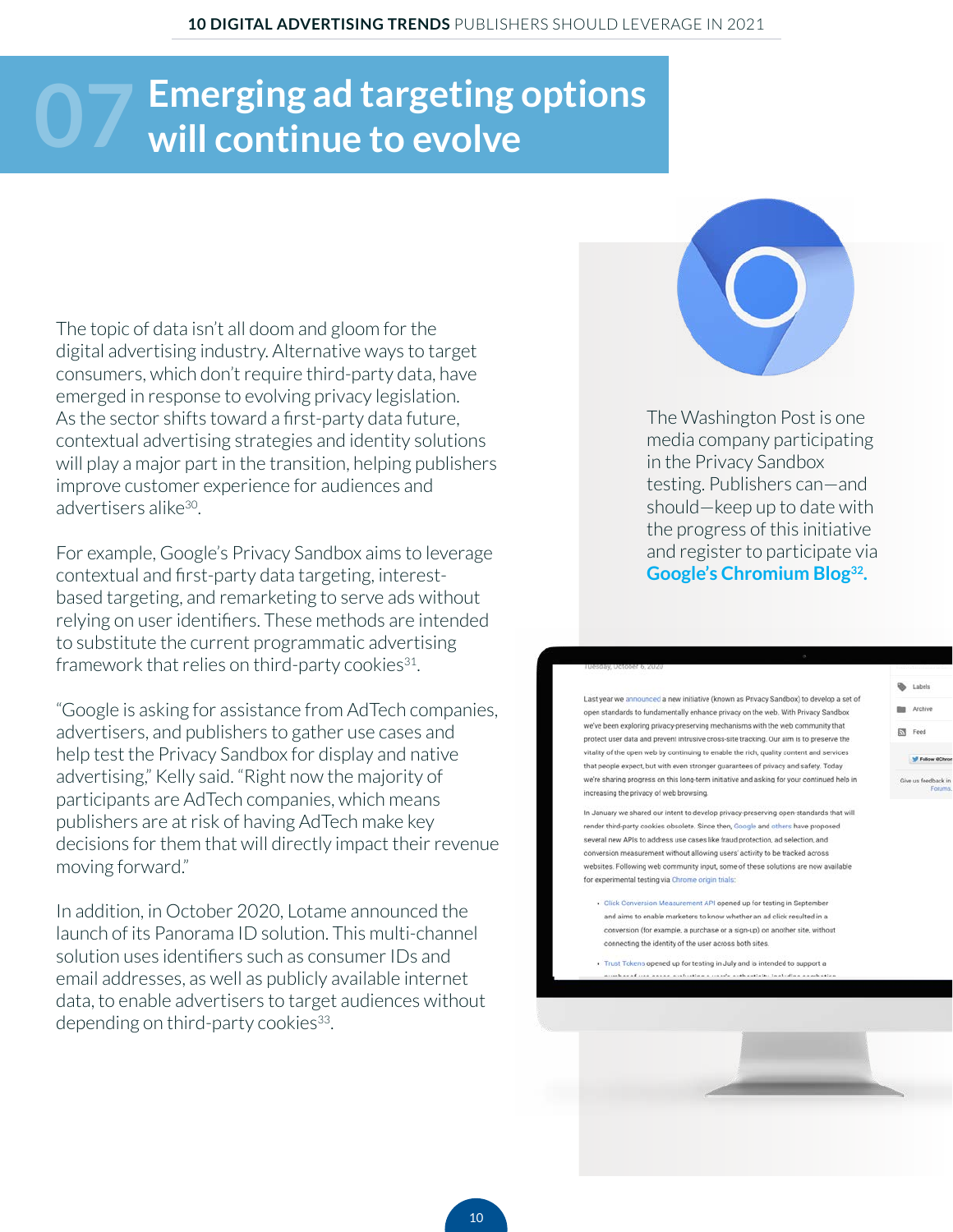# 07 Emerging ad targeting options will continue to evolve

The topic of data isn't all doom and gloom for the digital advertising industry. Alternative ways to target consumers, which don't require third-party data, have emerged in response to evolving privacy legislation. As the sector shifts toward a first-party data future, contextual advertising strategies and identity solutions will play a major part in the transition, helping publishers improve customer experience for audiences and advertisers alike[30].

For example, Google's Privacy Sandbox aims to leverage contextual and first-party data targeting, interest-based targeting, and remarketing to serve ads without relying on user identifiers. These methods are intended to substitute the current programmatic advertising framework that relies on third-party cookies[31].

"Google is asking for assistance from AdTech companies, advertisers, and publishers to gather use cases and help test the Privacy Sandbox for display and native advertising," Kelly said. "Right now the majority of participants are AdTech companies, which means publishers are at risk of having AdTech make key decisions for them that will directly impact their revenue moving forward."

In addition, in October 2020, Lotame announced the launch of its Panorama ID solution. This multi-channel solution uses identifiers such as consumer IDs and email addresses, as well as publicly available internet data, to enable advertisers to target audiences without depending on third-party cookies[33].

The Washington Post is one media company participating in the Privacy Sandbox testing. Publishers can—and should—keep up to date with the progress of this initiative and register to participate via **Google's Chromium Blog[32].**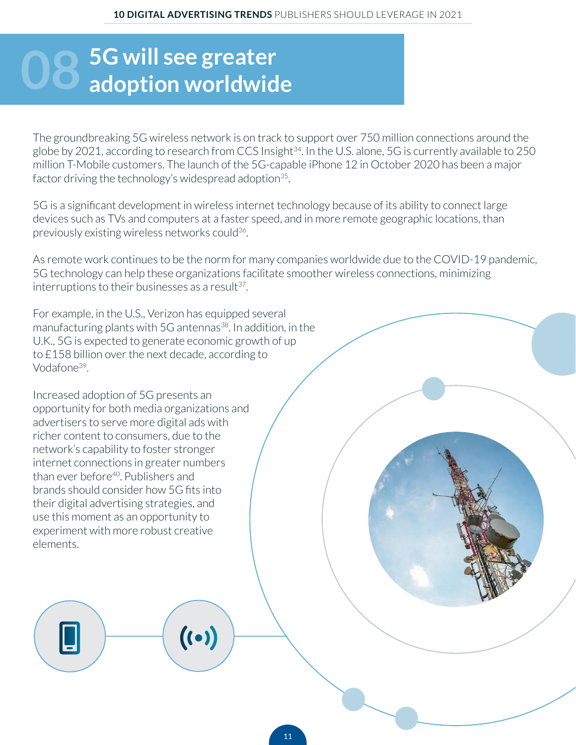# 08 5G will see greater adoption worldwide

The groundbreaking 5G wireless network is on track to support over 750 million connections around the globe by 2021, according to research from CCS Insight[34]. In the U.S. alone, 5G is currently available to 250 million T-Mobile customers. The launch of the 5G-capable iPhone 12 in October 2020 has been a major factor driving the technology's widespread adoption[35].

5G is a significant development in wireless internet technology because of its ability to connect large devices such as TVs and computers at a faster speed, and in more remote geographic locations, than previously existing wireless networks could[36].

As remote work continues to be the norm for many companies worldwide due to the COVID-19 pandemic, 5G technology can help these organizations facilitate smoother wireless connections, minimizing interruptions to their businesses as a result[37].

For example, in the U.S., Verizon has equipped several manufacturing plants with 5G antennas[38]. In addition, in the U.K., 5G is expected to generate economic growth of up to £158 billion over the next decade, according to Vodafone[39].

Increased adoption of 5G presents an opportunity for both media organizations and advertisers to serve more digital ads with richer content to consumers, due to the network's capability to foster stronger internet connections in greater numbers than ever before[40]. Publishers and brands should consider how 5G fits into their digital advertising strategies, and use this moment as an opportunity to experiment with more robust creative elements.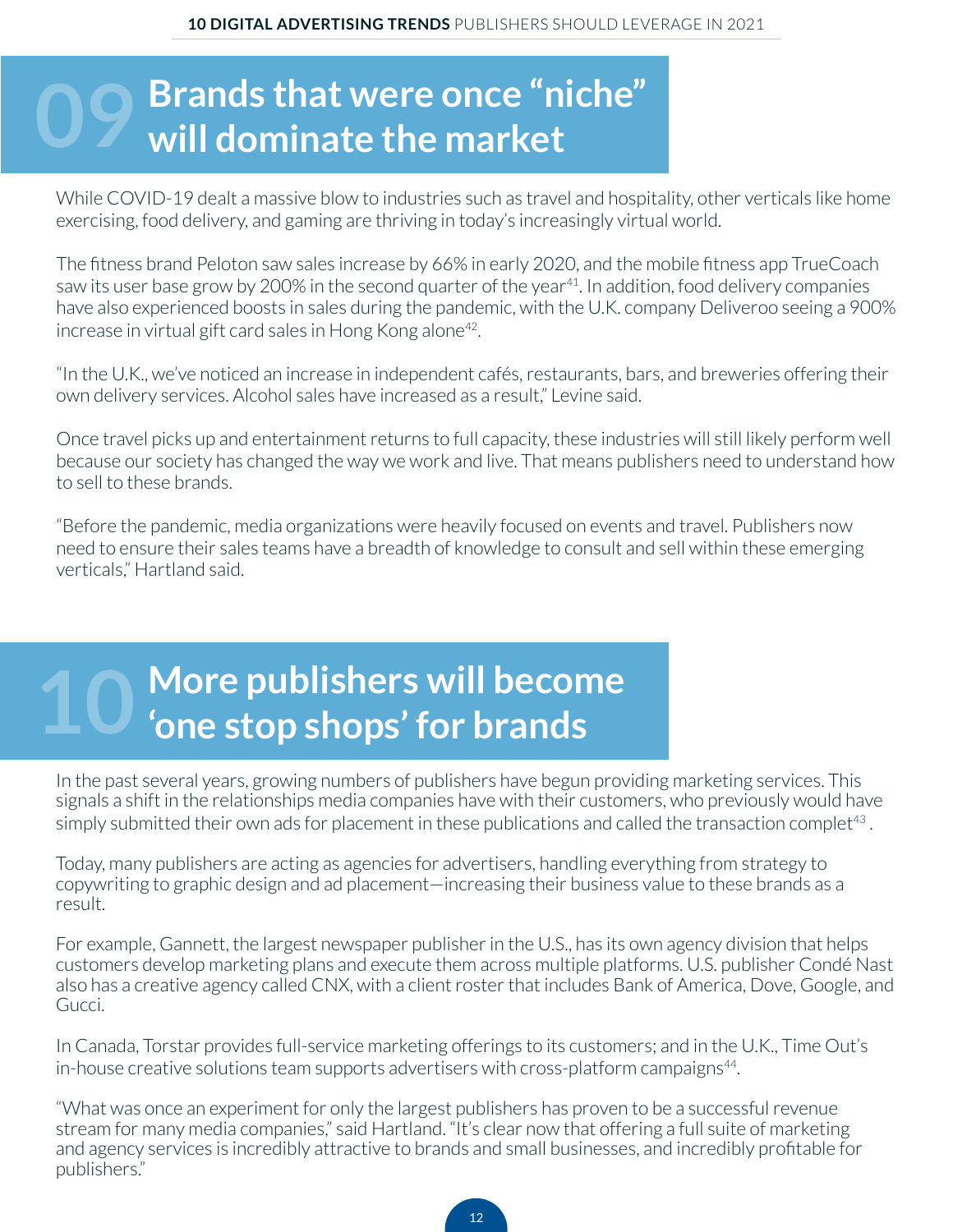## 09 Brands that were once "niche" will dominate the market

While COVID-19 dealt a massive blow to industries such as travel and hospitality, other verticals like home exercising, food delivery, and gaming are thriving in today's increasingly virtual world.

The fitness brand Peloton saw sales increase by 66% in early 2020, and the mobile fitness app TrueCoach saw its user base grow by 200% in the second quarter of the year[41]. In addition, food delivery companies have also experienced boosts in sales during the pandemic, with the U.K. company Deliveroo seeing a 900% increase in virtual gift card sales in Hong Kong alone[42].

"In the U.K., we've noticed an increase in independent cafés, restaurants, bars, and breweries offering their own delivery services. Alcohol sales have increased as a result," Levine said.

Once travel picks up and entertainment returns to full capacity, these industries will still likely perform well because our society has changed the way we work and live. That means publishers need to understand how to sell to these brands.

"Before the pandemic, media organizations were heavily focused on events and travel. Publishers now need to ensure their sales teams have a breadth of knowledge to consult and sell within these emerging verticals," Hartland said.

## 10 More publishers will become 'one stop shops' for brands

In the past several years, growing numbers of publishers have begun providing marketing services. This signals a shift in the relationships media companies have with their customers, who previously would have simply submitted their own ads for placement in these publications and called the transaction complet[43] .

Today, many publishers are acting as agencies for advertisers, handling everything from strategy to copywriting to graphic design and ad placement—increasing their business value to these brands as a result.

For example, Gannett, the largest newspaper publisher in the U.S., has its own agency division that helps customers develop marketing plans and execute them across multiple platforms. U.S. publisher Condé Nast also has a creative agency called CNX, with a client roster that includes Bank of America, Dove, Google, and Gucci.

In Canada, Torstar provides full-service marketing offerings to its customers; and in the U.K., Time Out's in-house creative solutions team supports advertisers with cross-platform campaigns[44].

"What was once an experiment for only the largest publishers has proven to be a successful revenue stream for many media companies," said Hartland. "It's clear now that offering a full suite of marketing and agency services is incredibly attractive to brands and small businesses, and incredibly profitable for publishers."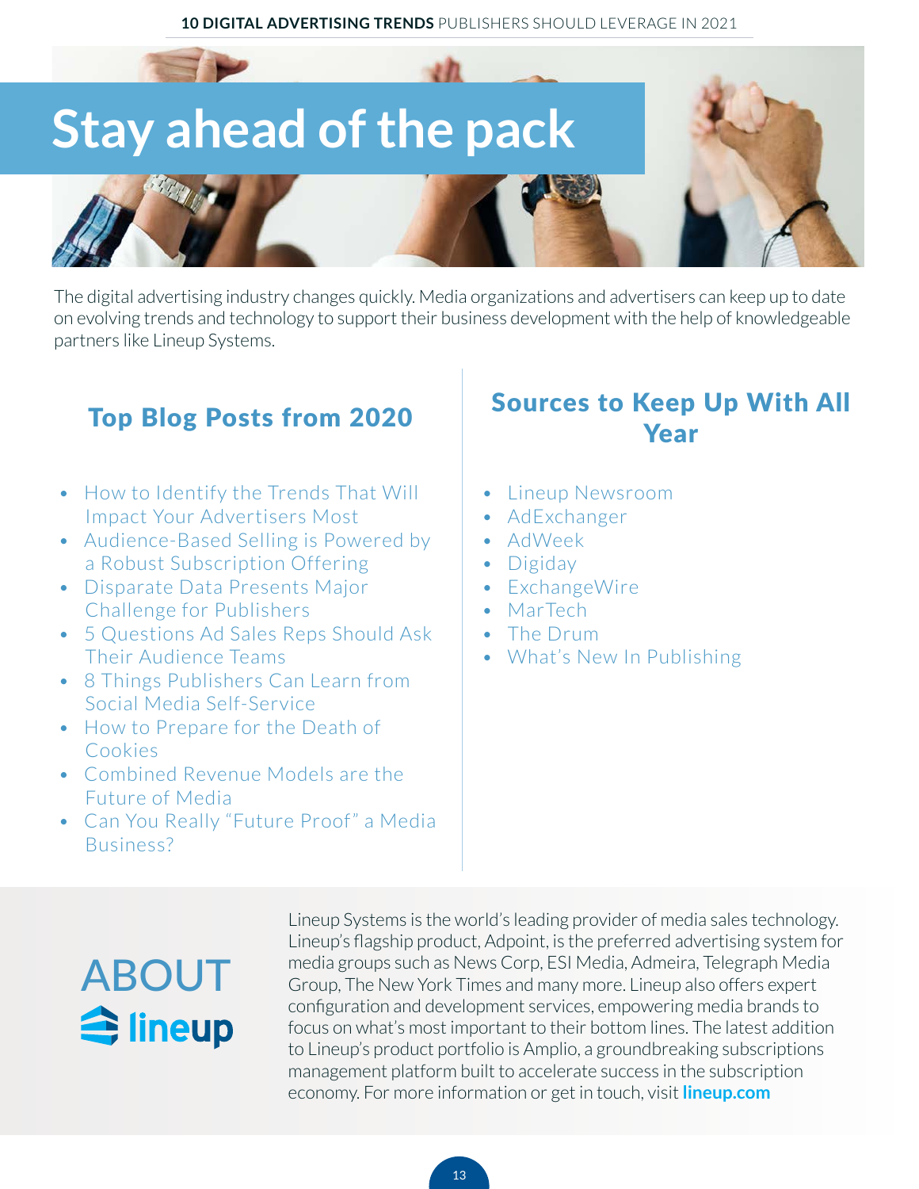# Stay ahead of the pack

The digital advertising industry changes quickly. Media organizations and advertisers can keep up to date on evolving trends and technology to support their business development with the help of knowledgeable partners like Lineup Systems.

## Top Blog Posts from 2020

- How to Identify the Trends That Will Impact Your Advertisers Most
- Audience-Based Selling is Powered by a Robust Subscription Offering
- Disparate Data Presents Major Challenge for Publishers
- 5 Questions Ad Sales Reps Should Ask Their Audience Teams
- 8 Things Publishers Can Learn from Social Media Self-Service
- How to Prepare for the Death of Cookies
- Combined Revenue Models are the Future of Media
- Can You Really "Future Proof" a Media Business?

## Sources to Keep Up With All Year

- Lineup Newsroom
- AdExchanger
- AdWeek
- Digiday
- ExchangeWire
- MarTech
- The Drum
- What's New In Publishing

## ABOUT lineup

Lineup Systems is the world's leading provider of media sales technology. Lineup's flagship product, Adpoint, is the preferred advertising system for media groups such as News Corp, ESI Media, Admeira, Telegraph Media Group, The New York Times and many more. Lineup also offers expert configuration and development services, empowering media brands to focus on what's most important to their bottom lines. The latest addition to Lineup's product portfolio is Amplio, a groundbreaking subscriptions management platform built to accelerate success in the subscription economy. For more information or get in touch, visit **lineup.com**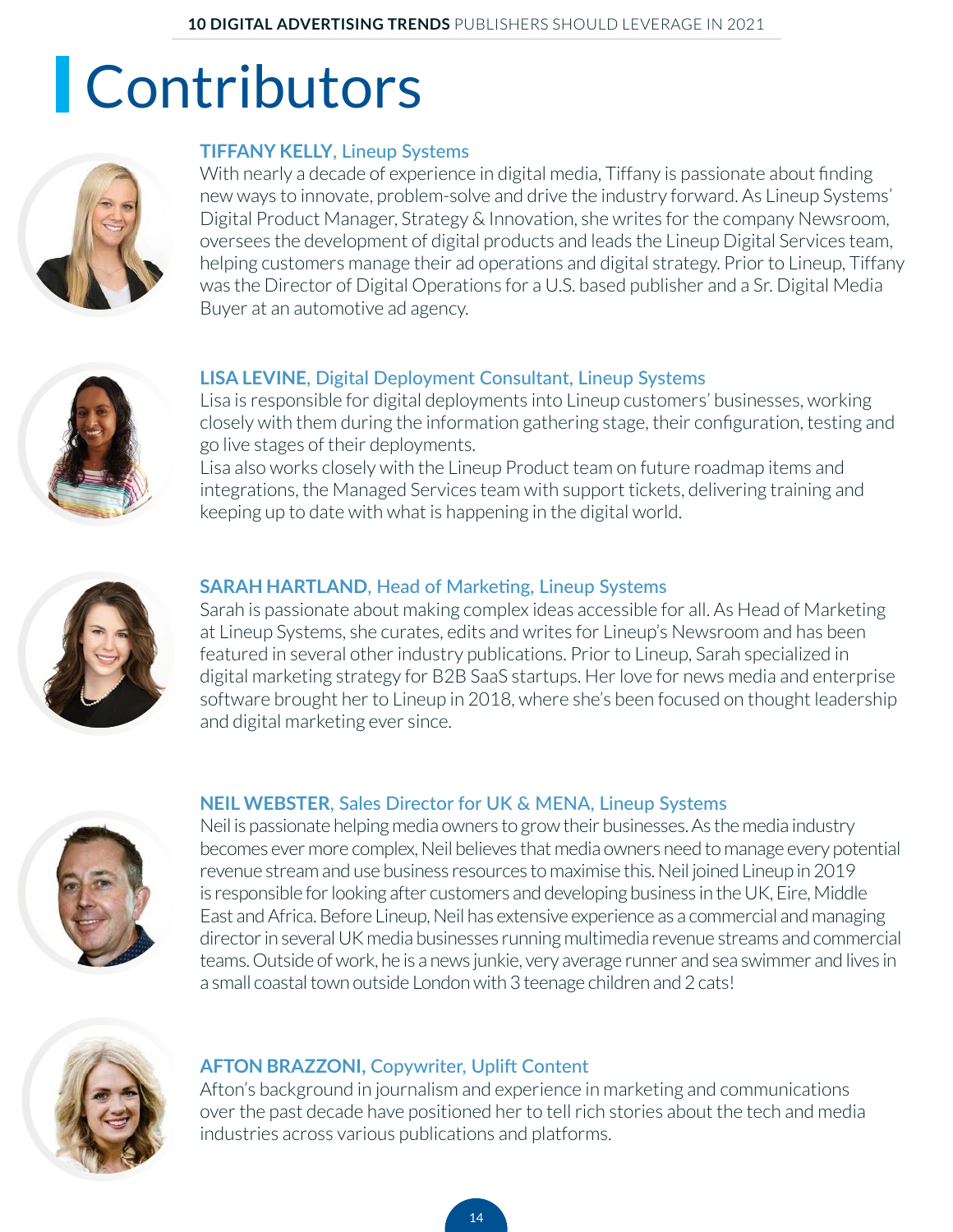# Contributors

**TIFFANY KELLY**, Lineup Systems

With nearly a decade of experience in digital media, Tiffany is passionate about finding new ways to innovate, problem-solve and drive the industry forward. As Lineup Systems' Digital Product Manager, Strategy & Innovation, she writes for the company Newsroom, oversees the development of digital products and leads the Lineup Digital Services team, helping customers manage their ad operations and digital strategy. Prior to Lineup, Tiffany was the Director of Digital Operations for a U.S. based publisher and a Sr. Digital Media Buyer at an automotive ad agency.

**LISA LEVINE**, Digital Deployment Consultant, Lineup Systems

Lisa is responsible for digital deployments into Lineup customers' businesses, working closely with them during the information gathering stage, their configuration, testing and go live stages of their deployments.

Lisa also works closely with the Lineup Product team on future roadmap items and integrations, the Managed Services team with support tickets, delivering training and keeping up to date with what is happening in the digital world.

**SARAH HARTLAND**, Head of Marketing, Lineup Systems

Sarah is passionate about making complex ideas accessible for all. As Head of Marketing at Lineup Systems, she curates, edits and writes for Lineup's Newsroom and has been featured in several other industry publications. Prior to Lineup, Sarah specialized in digital marketing strategy for B2B SaaS startups. Her love for news media and enterprise software brought her to Lineup in 2018, where she's been focused on thought leadership and digital marketing ever since.

**NEIL WEBSTER**, Sales Director for UK & MENA, Lineup Systems

Neil is passionate helping media owners to grow their businesses. As the media industry becomes ever more complex, Neil believes that media owners need to manage every potential revenue stream and use business resources to maximise this. Neil joined Lineup in 2019 is responsible for looking after customers and developing business in the UK, Eire, Middle East and Africa. Before Lineup, Neil has extensive experience as a commercial and managing director in several UK media businesses running multimedia revenue streams and commercial teams. Outside of work, he is a news junkie, very average runner and sea swimmer and lives in a small coastal town outside London with 3 teenage children and 2 cats!

**AFTON BRAZZONI,** Copywriter, Uplift Content

Afton's background in journalism and experience in marketing and communications over the past decade have positioned her to tell rich stories about the tech and media industries across various publications and platforms.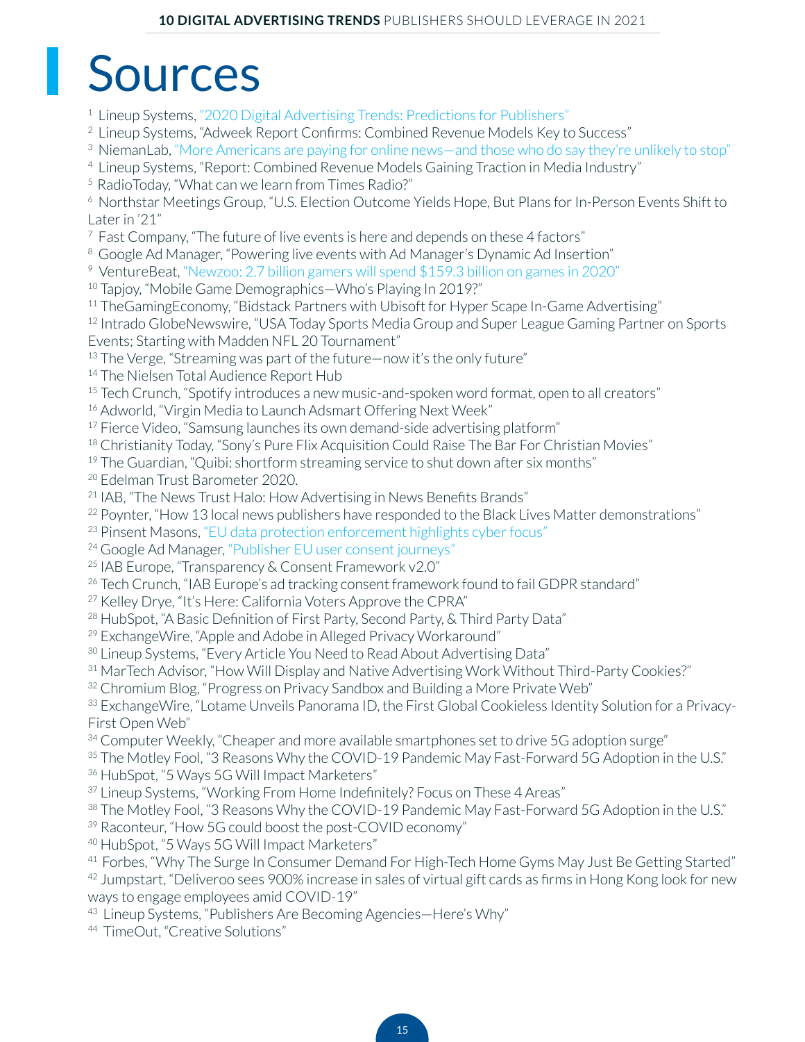# Sources

[1] Lineup Systems, "2020 Digital Advertising Trends: Predictions for Publishers"
[2] Lineup Systems, "Adweek Report Confirms: Combined Revenue Models Key to Success"
[3] NiemanLab, "More Americans are paying for online news—and those who do say they're unlikely to stop"
[4] Lineup Systems, "Report: Combined Revenue Models Gaining Traction in Media Industry"
[5] RadioToday, "What can we learn from Times Radio?"
[6] Northstar Meetings Group, "U.S. Election Outcome Yields Hope, But Plans for In-Person Events Shift to Later in '21"
[7] Fast Company, "The future of live events is here and depends on these 4 factors"
[8] Google Ad Manager, "Powering live events with Ad Manager's Dynamic Ad Insertion"
[9] VentureBeat, "Newzoo: 2.7 billion gamers will spend $159.3 billion on games in 2020"
[10] Tapjoy, "Mobile Game Demographics—Who's Playing In 2019?"
[11] TheGamingEconomy, "Bidstack Partners with Ubisoft for Hyper Scape In-Game Advertising"
[12] Intrado GlobeNewswire, "USA Today Sports Media Group and Super League Gaming Partner on Sports Events; Starting with Madden NFL 20 Tournament"
[13] The Verge, "Streaming was part of the future—now it's the only future"
[14] The Nielsen Total Audience Report Hub
[15] Tech Crunch, "Spotify introduces a new music-and-spoken word format, open to all creators"
[16] Adworld, "Virgin Media to Launch Adsmart Offering Next Week"
[17] Fierce Video, "Samsung launches its own demand-side advertising platform"
[18] Christianity Today, "Sony's Pure Flix Acquisition Could Raise The Bar For Christian Movies"
[19] The Guardian, "Quibi: shortform streaming service to shut down after six months"
[20] Edelman Trust Barometer 2020.
[21] IAB, "The News Trust Halo: How Advertising in News Benefits Brands"
[22] Poynter, "How 13 local news publishers have responded to the Black Lives Matter demonstrations"
[23] Pinsent Masons, "EU data protection enforcement highlights cyber focus"
[24] Google Ad Manager, "Publisher EU user consent journeys"
[25] IAB Europe, "Transparency & Consent Framework v2.0"
[26] Tech Crunch, "IAB Europe's ad tracking consent framework found to fail GDPR standard"
[27] Kelley Drye, "It's Here: California Voters Approve the CPRA"
[28] HubSpot, "A Basic Definition of First Party, Second Party, & Third Party Data"
[29] ExchangeWire, "Apple and Adobe in Alleged Privacy Workaround"
[30] Lineup Systems, "Every Article You Need to Read About Advertising Data"
[31] MarTech Advisor, "How Will Display and Native Advertising Work Without Third-Party Cookies?"
[32] Chromium Blog, "Progress on Privacy Sandbox and Building a More Private Web"
[33] ExchangeWire, "Lotame Unveils Panorama ID, the First Global Cookieless Identity Solution for a Privacy-First Open Web"
[34] Computer Weekly, "Cheaper and more available smartphones set to drive 5G adoption surge"
[35] The Motley Fool, "3 Reasons Why the COVID-19 Pandemic May Fast-Forward 5G Adoption in the U.S."
[36] HubSpot, "5 Ways 5G Will Impact Marketers"
[37] Lineup Systems, "Working From Home Indefinitely? Focus on These 4 Areas"
[38] The Motley Fool, "3 Reasons Why the COVID-19 Pandemic May Fast-Forward 5G Adoption in the U.S."
[39] Raconteur, "How 5G could boost the post-COVID economy"
[40] HubSpot, "5 Ways 5G Will Impact Marketers"
[41] Forbes, "Why The Surge In Consumer Demand For High-Tech Home Gyms May Just Be Getting Started"
[42] Jumpstart, "Deliveroo sees 900% increase in sales of virtual gift cards as firms in Hong Kong look for new ways to engage employees amid COVID-19"
[43] Lineup Systems, "Publishers Are Becoming Agencies—Here's Why"
[44] TimeOut, "Creative Solutions"